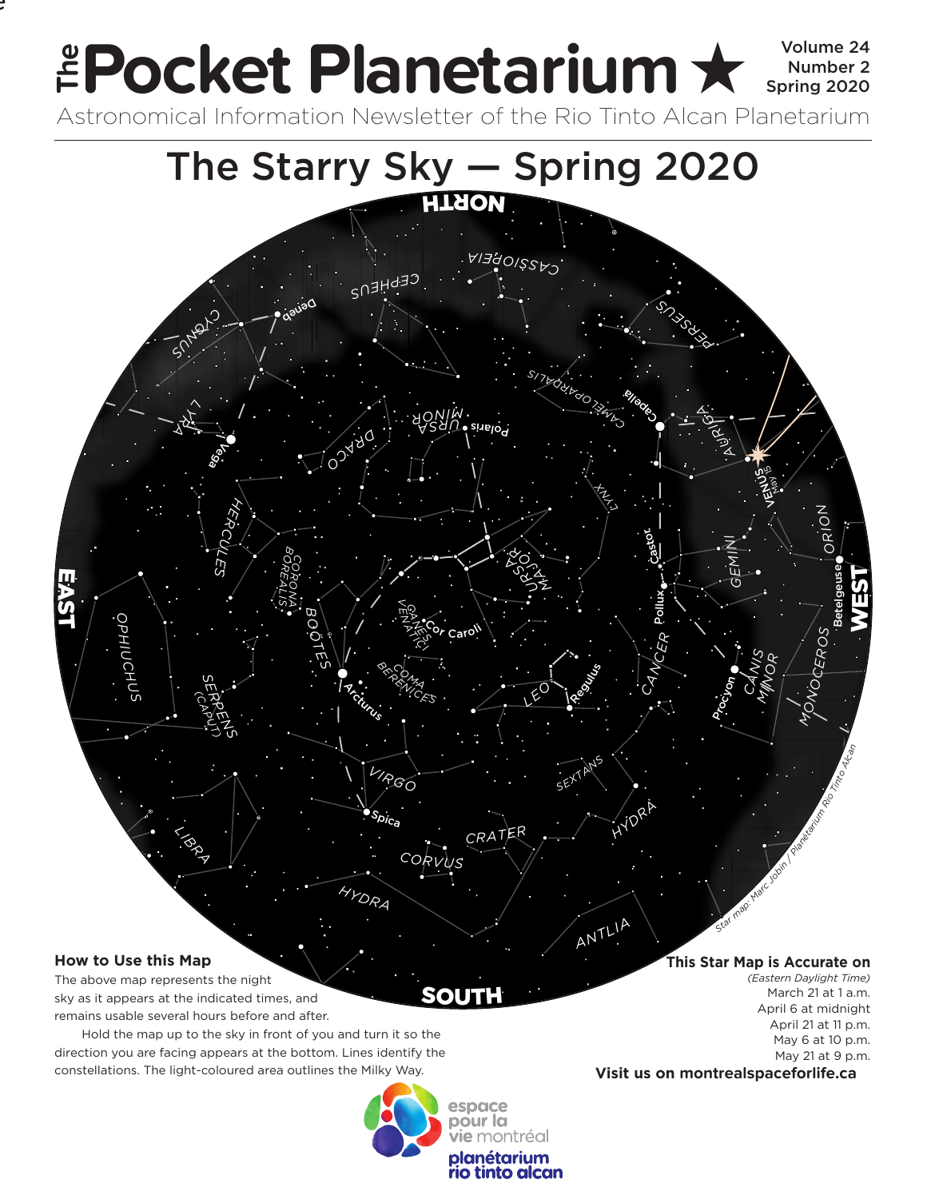# The Pocket Planetarium ★

Volume 24
Number 2
Spring 2020

Astronomical Information Newsletter of the Rio Tinto Alcan Planetarium

## The Starry Sky — Spring 2020

### How to Use this Map

The above map represents the night sky as it appears at the indicated times, and remains usable several hours before and after.

Hold the map up to the sky in front of you and turn it so the direction you are facing appears at the bottom. Lines identify the constellations. The light-coloured area outlines the Milky Way.

### This Star Map is Accurate on

*(Eastern Daylight Time)*

March 21 at 1 a.m.
April 6 at midnight
April 21 at 11 p.m.
May 6 at 10 p.m.
May 21 at 9 p.m.

**Visit us on montrealspaceforlife.ca**

espace pour la vie montréal
planétarium rio tinto alcan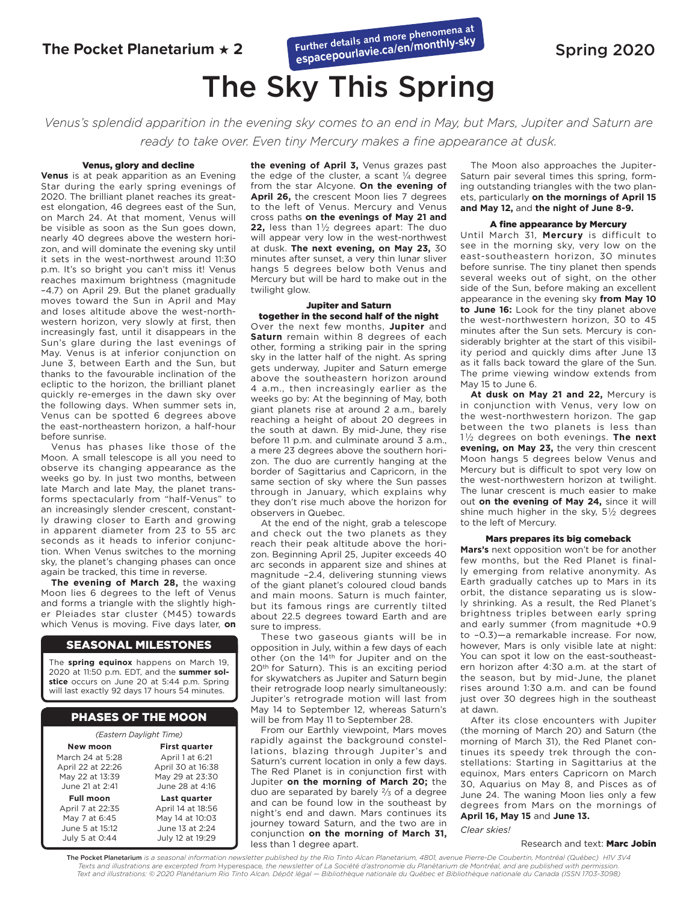Further details and more phenomena at espacepourlavie.ca/en/monthly-sky

# The Sky This Spring

*Venus's splendid apparition in the evening sky comes to an end in May, but Mars, Jupiter and Saturn are ready to take over. Even tiny Mercury makes a fine appearance at dusk.*

### Venus, glory and decline

**Venus** is at peak apparition as an Evening Star during the early spring evenings of 2020. The brilliant planet reaches its greatest elongation, 46 degrees east of the Sun, on March 24. At that moment, Venus will be visible as soon as the Sun goes down, nearly 40 degrees above the western horizon, and will dominate the evening sky until it sets in the west-northwest around 11:30 p.m. It's so bright you can't miss it! Venus reaches maximum brightness (magnitude –4.7) on April 29. But the planet gradually moves toward the Sun in April and May and loses altitude above the west-northwestern horizon, very slowly at first, then increasingly fast, until it disappears in the Sun's glare during the last evenings of May. Venus is at inferior conjunction on June 3, between Earth and the Sun, but thanks to the favourable inclination of the ecliptic to the horizon, the brilliant planet quickly re-emerges in the dawn sky over the following days. When summer sets in, Venus can be spotted 6 degrees above the east-northeastern horizon, a half-hour before sunrise.

Venus has phases like those of the Moon. A small telescope is all you need to observe its changing appearance as the weeks go by. In just two months, between late March and late May, the planet transforms spectacularly from "half-Venus" to an increasingly slender crescent, constantly drawing closer to Earth and growing in apparent diameter from 23 to 55 arc seconds as it heads to inferior conjunction. When Venus switches to the morning sky, the planet's changing phases can once again be tracked, this time in reverse.

**The evening of March 28,** the waxing Moon lies 6 degrees to the left of Venus and forms a triangle with the slightly higher Pleiades star cluster (M45) towards which Venus is moving. Five days later, **on the evening of April 3,** Venus grazes past the edge of the cluster, a scant ¼ degree from the star Alcyone. **On the evening of April 26,** the crescent Moon lies 7 degrees to the left of Venus. Mercury and Venus cross paths **on the evenings of May 21 and 22,** less than 1½ degrees apart: The duo will appear very low in the west-northwest at dusk. **The next evening, on May 23,** 30 minutes after sunset, a very thin lunar sliver hangs 5 degrees below both Venus and Mercury but will be hard to make out in the twilight glow.

### SEASONAL MILESTONES

The **spring equinox** happens on March 19, 2020 at 11:50 p.m. EDT, and the **summer solstice** occurs on June 20 at 5:44 p.m. Spring will last exactly 92 days 17 hours 54 minutes.

### PHASES OF THE MOON

*(Eastern Daylight Time)*

| New moon | First quarter |
|---|---|
| March 24 at 5:28 | April 1 at 6:21 |
| April 22 at 22:26 | April 30 at 16:38 |
| May 22 at 13:39 | May 29 at 23:30 |
| June 21 at 2:41 | June 28 at 4:16 |
| **Full moon** | **Last quarter** |
| April 7 at 22:35 | April 14 at 18:56 |
| May 7 at 6:45 | May 14 at 10:03 |
| June 5 at 15:12 | June 13 at 2:24 |
| July 5 at 0:44 | July 12 at 19:29 |

### Jupiter and Saturn together in the second half of the night

Over the next few months, **Jupiter** and **Saturn** remain within 8 degrees of each other, forming a striking pair in the spring sky in the latter half of the night. As spring gets underway, Jupiter and Saturn emerge above the southeastern horizon around 4 a.m., then increasingly earlier as the weeks go by: At the beginning of May, both giant planets rise at around 2 a.m., barely reaching a height of about 20 degrees in the south at dawn. By mid-June, they rise before 11 p.m. and culminate around 3 a.m., a mere 23 degrees above the southern horizon. The duo are currently hanging at the border of Sagittarius and Capricorn, in the same section of sky where the Sun passes through in January, which explains why they don't rise much above the horizon for observers in Quebec.

At the end of the night, grab a telescope and check out the two planets as they reach their peak altitude above the horizon. Beginning April 25, Jupiter exceeds 40 arc seconds in apparent size and shines at magnitude –2.4, delivering stunning views of the giant planet's coloured cloud bands and main moons. Saturn is much fainter, but its famous rings are currently tilted about 22.5 degrees toward Earth and are sure to impress.

These two gaseous giants will be in opposition in July, within a few days of each other (on the 14th for Jupiter and on the 20th for Saturn). This is an exciting period for skywatchers as Jupiter and Saturn begin their retrograde loop nearly simultaneously: Jupiter's retrograde motion will last from May 14 to September 12, whereas Saturn's will be from May 11 to September 28.

From our Earthly viewpoint, Mars moves rapidly against the background constellations, blazing through Jupiter's and Saturn's current location in only a few days. The Red Planet is in conjunction first with Jupiter **on the morning of March 20;** the duo are separated by barely ⅔ of a degree and can be found low in the southeast by night's end and dawn. Mars continues its journey toward Saturn, and the two are in conjunction **on the morning of March 31,** less than 1 degree apart.

The Moon also approaches the Jupiter-Saturn pair several times this spring, forming outstanding triangles with the two planets, particularly **on the mornings of April 15 and May 12,** and **the night of June 8-9.**

### A fine appearance by Mercury

Until March 31, **Mercury** is difficult to see in the morning sky, very low on the east-southeastern horizon, 30 minutes before sunrise. The tiny planet then spends several weeks out of sight, on the other side of the Sun, before making an excellent appearance in the evening sky **from May 10 to June 16:** Look for the tiny planet above the west-northwestern horizon, 30 to 45 minutes after the Sun sets. Mercury is considerably brighter at the start of this visibility period and quickly dims after June 13 as it falls back toward the glare of the Sun. The prime viewing window extends from May 15 to June 6.

**At dusk on May 21 and 22,** Mercury is in conjunction with Venus, very low on the west-northwestern horizon. The gap between the two planets is less than 1½ degrees on both evenings. **The next evening, on May 23,** the very thin crescent Moon hangs 5 degrees below Venus and Mercury but is difficult to spot very low on the west-northwestern horizon at twilight. The lunar crescent is much easier to make out **on the evening of May 24,** since it will shine much higher in the sky, 5½ degrees to the left of Mercury.

### Mars prepares its big comeback

**Mars's** next opposition won't be for another few months, but the Red Planet is finally emerging from relative anonymity. As Earth gradually catches up to Mars in its orbit, the distance separating us is slowly shrinking. As a result, the Red Planet's brightness triples between early spring and early summer (from magnitude +0.9 to –0.3)—a remarkable increase. For now, however, Mars is only visible late at night: You can spot it low on the east-southeastern horizon after 4:30 a.m. at the start of the season, but by mid-June, the planet rises around 1:30 a.m. and can be found just over 30 degrees high in the southeast at dawn.

After its close encounters with Jupiter (the morning of March 20) and Saturn (the morning of March 31), the Red Planet continues its speedy trek through the constellations: Starting in Sagittarius at the equinox, Mars enters Capricorn on March 30, Aquarius on May 8, and Pisces as of June 24. The waning Moon lies only a few degrees from Mars on the mornings of **April 16, May 15** and **June 13.**

*Clear skies!*

Research and text: **Marc Jobin**

**The Pocket Planetarium** *is a seasonal information newsletter published by the Rio Tinto Alcan Planetarium, 4801, avenue Pierre-De Coubertin, Montréal (Québec) H1V 3V4*
*Texts and illustrations are excerpted from* Hyperespace, *the newsletter of La Société d'astronomie du Planétarium de Montréal, and are published with permission.*
*Text and illustrations: © 2020 Planétarium Rio Tinto Alcan. Dépôt légal — Bibliothèque nationale du Québec et Bibliothèque nationale du Canada (ISSN 1703-3098)*